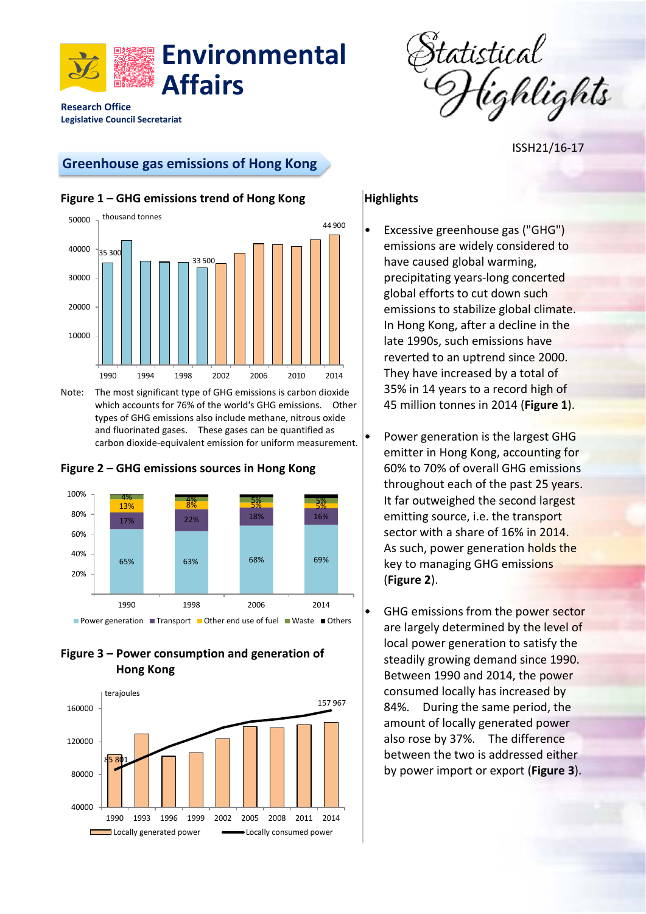# Environmental Affairs

Research Office
Legislative Council Secretariat

*Statistical Highlights*

ISSH21/16-17

## Greenhouse gas emissions of Hong Kong

### Highlights

- Excessive greenhouse gas ("GHG") emissions are widely considered to have caused global warming, precipitating years-long concerted global efforts to cut down such emissions to stabilize global climate. In Hong Kong, after a decline in the late 1990s, such emissions have reverted to an uptrend since 2000. They have increased by a total of 35% in 14 years to a record high of 45 million tonnes in 2014 (**Figure 1**).

- Power generation is the largest GHG emitter in Hong Kong, accounting for 60% to 70% of overall GHG emissions throughout each of the past 25 years. It far outweighed the second largest emitting source, i.e. the transport sector with a share of 16% in 2014. As such, power generation holds the key to managing GHG emissions (**Figure 2**).

- GHG emissions from the power sector are largely determined by the level of local power generation to satisfy the steadily growing demand since 1990. Between 1990 and 2014, the power consumed locally has increased by 84%. During the same period, the amount of locally generated power also rose by 37%. The difference between the two is addressed either by power import or export (**Figure 3**).

### Figure 1 – GHG emissions trend of Hong Kong

thousand tonnes

Labelled values: 1990: 35 300; 2002: 33 500; 2014: 44 900

Note: The most significant type of GHG emissions is carbon dioxide which accounts for 76% of the world's GHG emissions. Other types of GHG emissions also include methane, nitrous oxide and fluorinated gases. These gases can be quantified as carbon dioxide-equivalent emission for uniform measurement.

### Figure 2 – GHG emissions sources in Hong Kong

| | 1990 | 1998 | 2006 | 2014 |
|---|---|---|---|---|
| Power generation | 65% | 63% | 68% | 69% |
| Transport | 17% | 22% | 18% | 16% |
| Other end use of fuel | 13% | 8% | 5% | 5% |
| Waste | 4% | 4% | 5% | 5% |
| Others | | | | |

### Figure 3 – Power consumption and generation of Hong Kong

terajoules

Years: 1990, 1993, 1996, 1999, 2002, 2005, 2008, 2011, 2014

Locally consumed power: 85 801 (1990); 157 967 (2014)

Legend: Locally generated power; Locally consumed power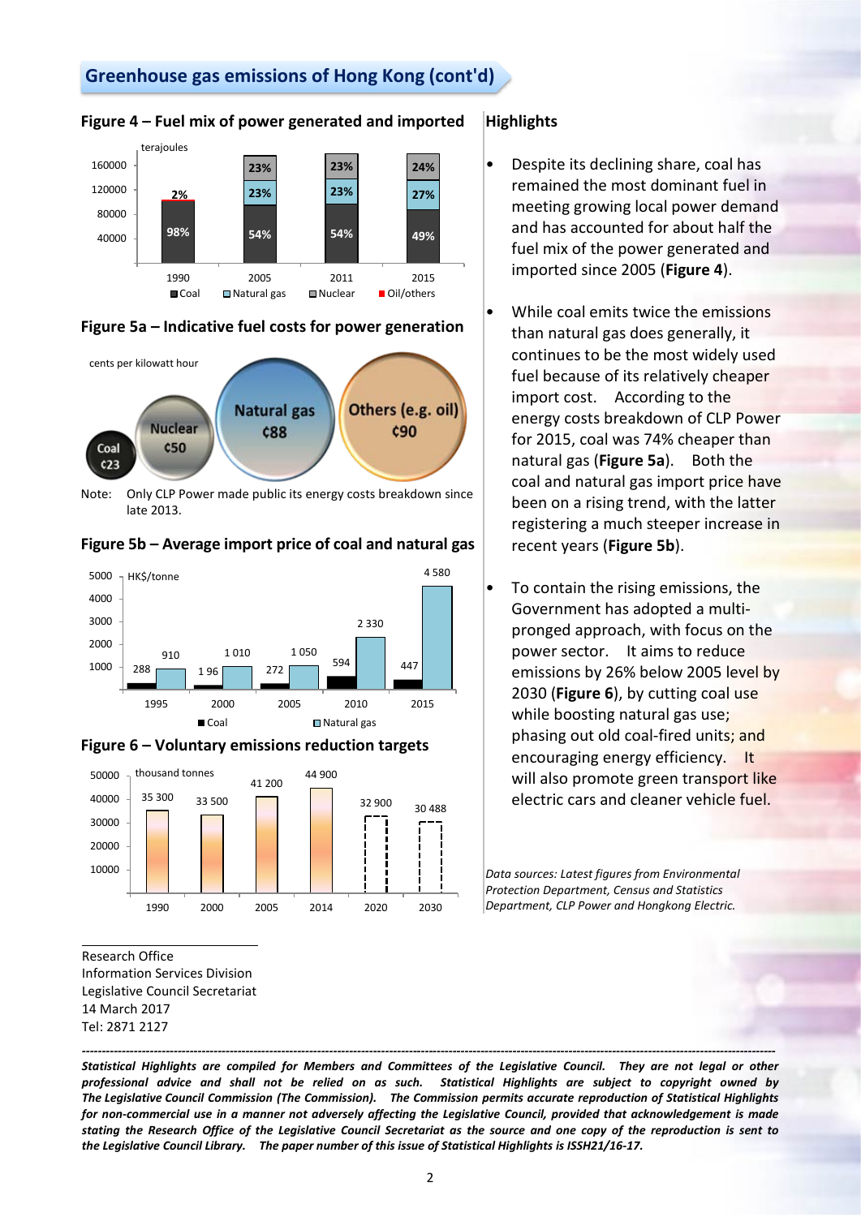## Greenhouse gas emissions of Hong Kong (cont'd)

### Figure 4 – Fuel mix of power generated and imported

terajoules

160000
120000
80000
40000

1990: 98%, 2%
2005: 54%, 23%, 23%
2011: 54%, 23%, 23%
2015: 49%, 27%, 24%

Coal, Natural gas, Nuclear, Oil/others

### Figure 5a – Indicative fuel costs for power generation

cents per kilowatt hour

Coal ¢23
Nuclear ¢50
Natural gas ¢88
Others (e.g. oil) ¢90

Note: Only CLP Power made public its energy costs breakdown since late 2013.

### Figure 5b – Average import price of coal and natural gas

HK$/tonne

5000
4000
3000
2000
1000

1995: 288, 910
2000: 1 96, 1 010
2005: 272, 1 050
2010: 594, 2 330
2015: 447, 4 580

Coal, Natural gas

### Figure 6 – Voluntary emissions reduction targets

thousand tonnes

50000
40000
30000
20000
10000

1990: 35 300
2000: 33 500
2005: 41 200
2014: 44 900
2020: 32 900
2030: 30 488

### Highlights

- Despite its declining share, coal has remained the most dominant fuel in meeting growing local power demand and has accounted for about half the fuel mix of the power generated and imported since 2005 (**Figure 4**).
- While coal emits twice the emissions than natural gas does generally, it continues to be the most widely used fuel because of its relatively cheaper import cost. According to the energy costs breakdown of CLP Power for 2015, coal was 74% cheaper than natural gas (**Figure 5a**). Both the coal and natural gas import price have been on a rising trend, with the latter registering a much steeper increase in recent years (**Figure 5b**).
- To contain the rising emissions, the Government has adopted a multi-pronged approach, with focus on the power sector. It aims to reduce emissions by 26% below 2005 level by 2030 (**Figure 6**), by cutting coal use while boosting natural gas use; phasing out old coal-fired units; and encouraging energy efficiency. It will also promote green transport like electric cars and cleaner vehicle fuel.

*Data sources: Latest figures from Environmental Protection Department, Census and Statistics Department, CLP Power and Hongkong Electric.*

Research Office
Information Services Division
Legislative Council Secretariat
14 March 2017
Tel: 2871 2127

---

***Statistical Highlights are compiled for Members and Committees of the Legislative Council. They are not legal or other professional advice and shall not be relied on as such. Statistical Highlights are subject to copyright owned by The Legislative Council Commission (The Commission). The Commission permits accurate reproduction of Statistical Highlights for non-commercial use in a manner not adversely affecting the Legislative Council, provided that acknowledgement is made stating the Research Office of the Legislative Council Secretariat as the source and one copy of the reproduction is sent to the Legislative Council Library. The paper number of this issue of Statistical Highlights is ISSH21/16-17.***